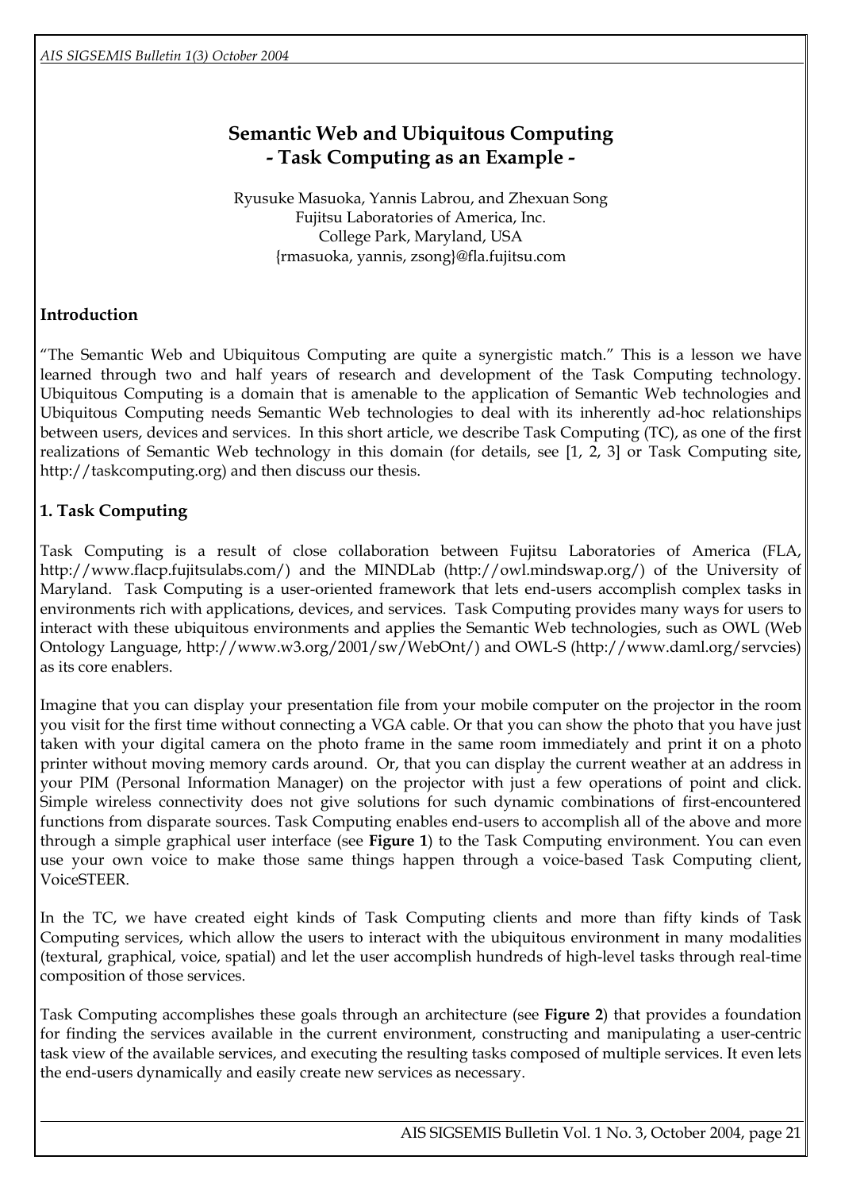# Semantic Web and Ubiquitous Computing
## - Task Computing as an Example -

Ryusuke Masuoka, Yannis Labrou, and Zhexuan Song
Fujitsu Laboratories of America, Inc.
College Park, Maryland, USA
{rmasuoka, yannis, zsong}@fla.fujitsu.com

## Introduction

"The Semantic Web and Ubiquitous Computing are quite a synergistic match." This is a lesson we have learned through two and half years of research and development of the Task Computing technology. Ubiquitous Computing is a domain that is amenable to the application of Semantic Web technologies and Ubiquitous Computing needs Semantic Web technologies to deal with its inherently ad-hoc relationships between users, devices and services. In this short article, we describe Task Computing (TC), as one of the first realizations of Semantic Web technology in this domain (for details, see [1, 2, 3] or Task Computing site, http://taskcomputing.org) and then discuss our thesis.

## 1. Task Computing

Task Computing is a result of close collaboration between Fujitsu Laboratories of America (FLA, http://www.flacp.fujitsulabs.com/) and the MINDLab (http://owl.mindswap.org/) of the University of Maryland. Task Computing is a user-oriented framework that lets end-users accomplish complex tasks in environments rich with applications, devices, and services. Task Computing provides many ways for users to interact with these ubiquitous environments and applies the Semantic Web technologies, such as OWL (Web Ontology Language, http://www.w3.org/2001/sw/WebOnt/) and OWL-S (http://www.daml.org/servcies) as its core enablers.

Imagine that you can display your presentation file from your mobile computer on the projector in the room you visit for the first time without connecting a VGA cable. Or that you can show the photo that you have just taken with your digital camera on the photo frame in the same room immediately and print it on a photo printer without moving memory cards around. Or, that you can display the current weather at an address in your PIM (Personal Information Manager) on the projector with just a few operations of point and click. Simple wireless connectivity does not give solutions for such dynamic combinations of first-encountered functions from disparate sources. Task Computing enables end-users to accomplish all of the above and more through a simple graphical user interface (see **Figure 1**) to the Task Computing environment. You can even use your own voice to make those same things happen through a voice-based Task Computing client, VoiceSTEER.

In the TC, we have created eight kinds of Task Computing clients and more than fifty kinds of Task Computing services, which allow the users to interact with the ubiquitous environment in many modalities (textural, graphical, voice, spatial) and let the user accomplish hundreds of high-level tasks through real-time composition of those services.

Task Computing accomplishes these goals through an architecture (see **Figure 2**) that provides a foundation for finding the services available in the current environment, constructing and manipulating a user-centric task view of the available services, and executing the resulting tasks composed of multiple services. It even lets the end-users dynamically and easily create new services as necessary.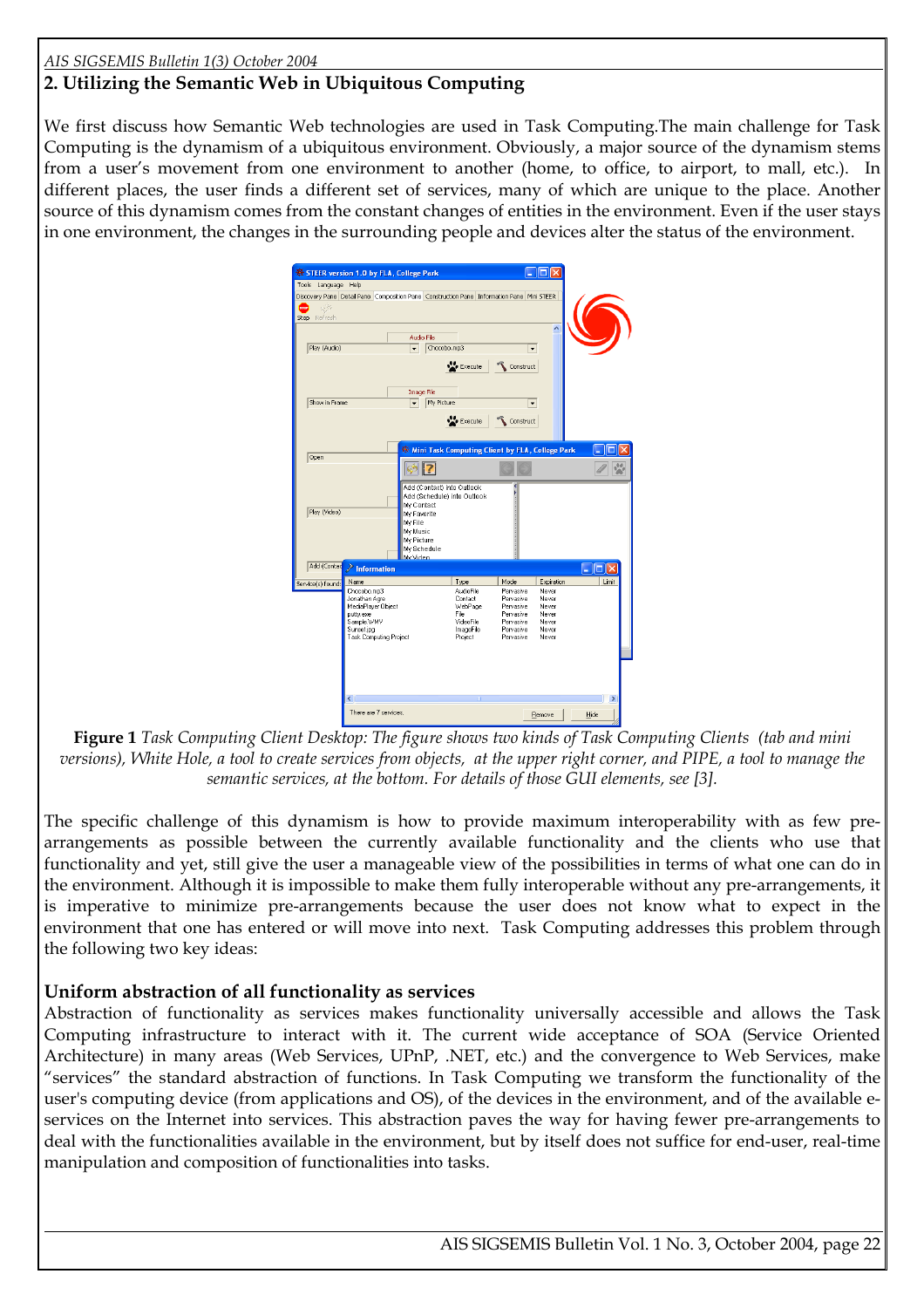## 2. Utilizing the Semantic Web in Ubiquitous Computing

We first discuss how Semantic Web technologies are used in Task Computing.The main challenge for Task Computing is the dynamism of a ubiquitous environment. Obviously, a major source of the dynamism stems from a user's movement from one environment to another (home, to office, to airport, to mall, etc.). In different places, the user finds a different set of services, many of which are unique to the place. Another source of this dynamism comes from the constant changes of entities in the environment. Even if the user stays in one environment, the changes in the surrounding people and devices alter the status of the environment.

**Figure 1** *Task Computing Client Desktop: The figure shows two kinds of Task Computing Clients (tab and mini versions), White Hole, a tool to create services from objects, at the upper right corner, and PIPE, a tool to manage the semantic services, at the bottom. For details of those GUI elements, see [3].*

The specific challenge of this dynamism is how to provide maximum interoperability with as few pre-arrangements as possible between the currently available functionality and the clients who use that functionality and yet, still give the user a manageable view of the possibilities in terms of what one can do in the environment. Although it is impossible to make them fully interoperable without any pre-arrangements, it is imperative to minimize pre-arrangements because the user does not know what to expect in the environment that one has entered or will move into next. Task Computing addresses this problem through the following two key ideas:

### Uniform abstraction of all functionality as services

Abstraction of functionality as services makes functionality universally accessible and allows the Task Computing infrastructure to interact with it. The current wide acceptance of SOA (Service Oriented Architecture) in many areas (Web Services, UPnP, .NET, etc.) and the convergence to Web Services, make "services" the standard abstraction of functions. In Task Computing we transform the functionality of the user's computing device (from applications and OS), of the devices in the environment, and of the available e-services on the Internet into services. This abstraction paves the way for having fewer pre-arrangements to deal with the functionalities available in the environment, but by itself does not suffice for end-user, real-time manipulation and composition of functionalities into tasks.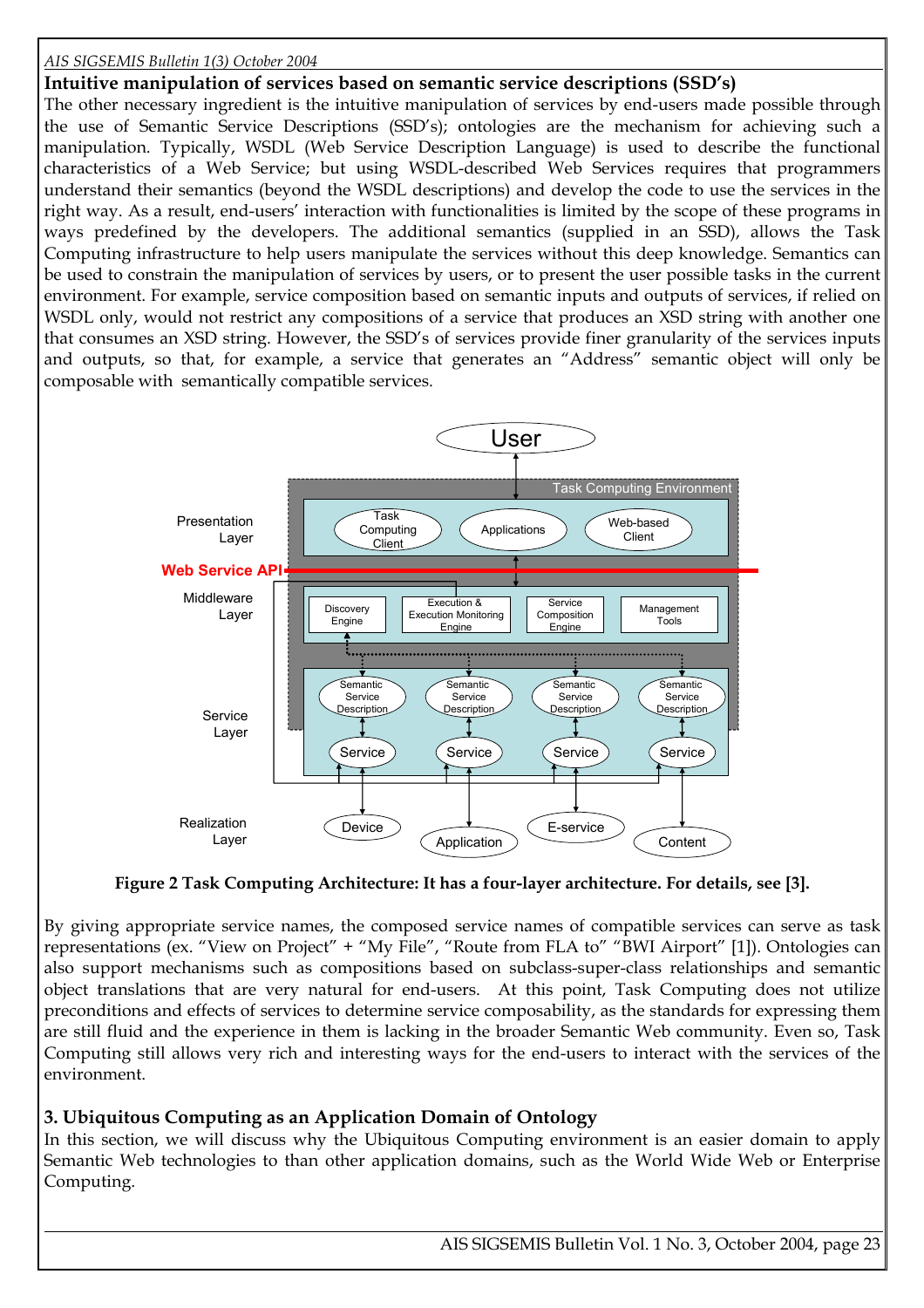### Intuitive manipulation of services based on semantic service descriptions (SSD's)

The other necessary ingredient is the intuitive manipulation of services by end-users made possible through the use of Semantic Service Descriptions (SSD's); ontologies are the mechanism for achieving such a manipulation. Typically, WSDL (Web Service Description Language) is used to describe the functional characteristics of a Web Service; but using WSDL-described Web Services requires that programmers understand their semantics (beyond the WSDL descriptions) and develop the code to use the services in the right way. As a result, end-users' interaction with functionalities is limited by the scope of these programs in ways predefined by the developers. The additional semantics (supplied in an SSD), allows the Task Computing infrastructure to help users manipulate the services without this deep knowledge. Semantics can be used to constrain the manipulation of services by users, or to present the user possible tasks in the current environment. For example, service composition based on semantic inputs and outputs of services, if relied on WSDL only, would not restrict any compositions of a service that produces an XSD string with another one that consumes an XSD string. However, the SSD's of services provide finer granularity of the services inputs and outputs, so that, for example, a service that generates an "Address" semantic object will only be composable with semantically compatible services.

**Figure 2 Task Computing Architecture: It has a four-layer architecture. For details, see [3].**

By giving appropriate service names, the composed service names of compatible services can serve as task representations (ex. "View on Project" + "My File", "Route from FLA to" "BWI Airport" [1]). Ontologies can also support mechanisms such as compositions based on subclass-super-class relationships and semantic object translations that are very natural for end-users. At this point, Task Computing does not utilize preconditions and effects of services to determine service composability, as the standards for expressing them are still fluid and the experience in them is lacking in the broader Semantic Web community. Even so, Task Computing still allows very rich and interesting ways for the end-users to interact with the services of the environment.

## 3. Ubiquitous Computing as an Application Domain of Ontology

In this section, we will discuss why the Ubiquitous Computing environment is an easier domain to apply Semantic Web technologies to than other application domains, such as the World Wide Web or Enterprise Computing.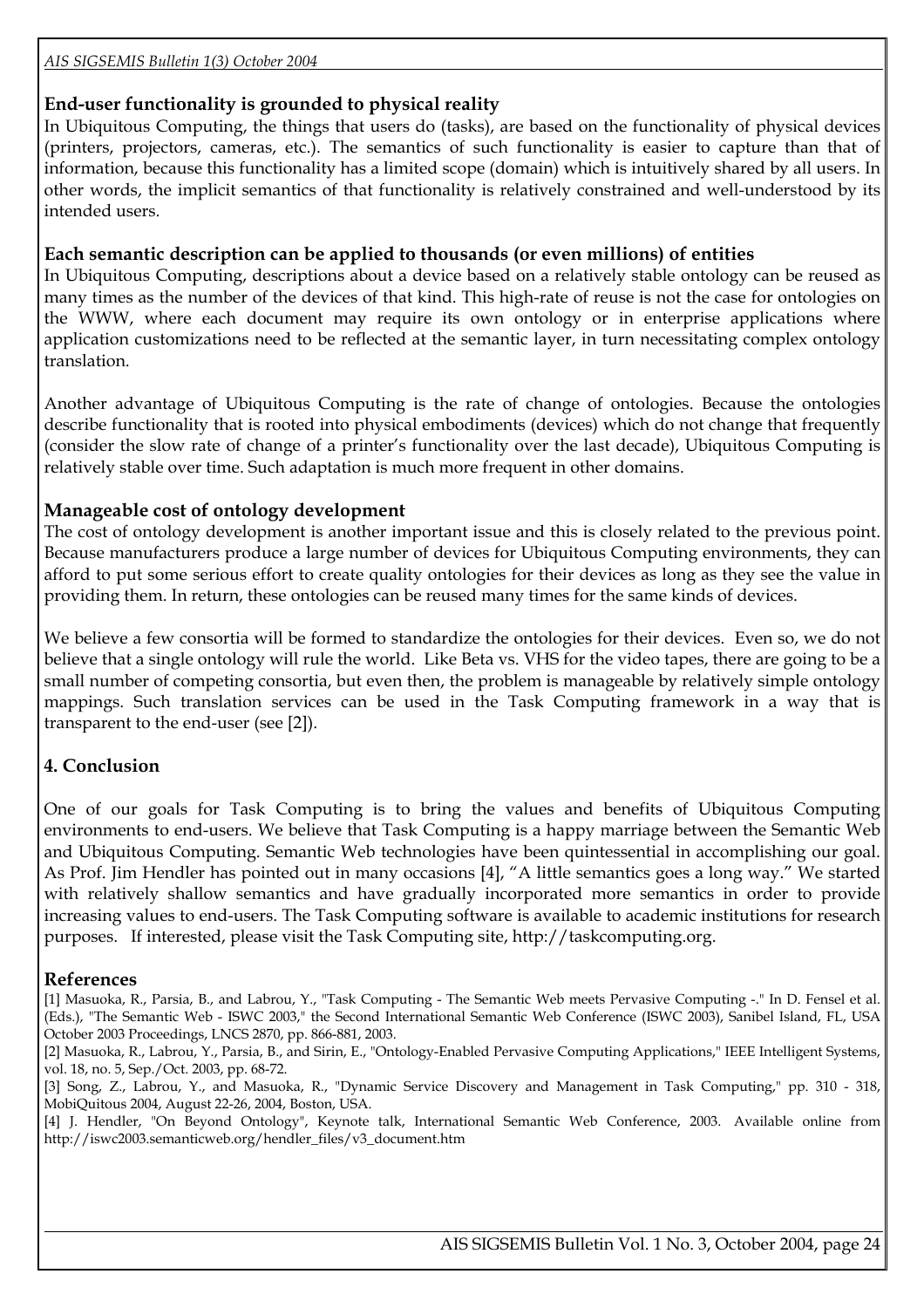**End-user functionality is grounded to physical reality**

In Ubiquitous Computing, the things that users do (tasks), are based on the functionality of physical devices (printers, projectors, cameras, etc.). The semantics of such functionality is easier to capture than that of information, because this functionality has a limited scope (domain) which is intuitively shared by all users. In other words, the implicit semantics of that functionality is relatively constrained and well-understood by its intended users.

**Each semantic description can be applied to thousands (or even millions) of entities**

In Ubiquitous Computing, descriptions about a device based on a relatively stable ontology can be reused as many times as the number of the devices of that kind. This high-rate of reuse is not the case for ontologies on the WWW, where each document may require its own ontology or in enterprise applications where application customizations need to be reflected at the semantic layer, in turn necessitating complex ontology translation.

Another advantage of Ubiquitous Computing is the rate of change of ontologies. Because the ontologies describe functionality that is rooted into physical embodiments (devices) which do not change that frequently (consider the slow rate of change of a printer's functionality over the last decade), Ubiquitous Computing is relatively stable over time. Such adaptation is much more frequent in other domains.

**Manageable cost of ontology development**

The cost of ontology development is another important issue and this is closely related to the previous point. Because manufacturers produce a large number of devices for Ubiquitous Computing environments, they can afford to put some serious effort to create quality ontologies for their devices as long as they see the value in providing them. In return, these ontologies can be reused many times for the same kinds of devices.

We believe a few consortia will be formed to standardize the ontologies for their devices. Even so, we do not believe that a single ontology will rule the world. Like Beta vs. VHS for the video tapes, there are going to be a small number of competing consortia, but even then, the problem is manageable by relatively simple ontology mappings. Such translation services can be used in the Task Computing framework in a way that is transparent to the end-user (see [2]).

## 4. Conclusion

One of our goals for Task Computing is to bring the values and benefits of Ubiquitous Computing environments to end-users. We believe that Task Computing is a happy marriage between the Semantic Web and Ubiquitous Computing. Semantic Web technologies have been quintessential in accomplishing our goal. As Prof. Jim Hendler has pointed out in many occasions [4], "A little semantics goes a long way." We started with relatively shallow semantics and have gradually incorporated more semantics in order to provide increasing values to end-users. The Task Computing software is available to academic institutions for research purposes. If interested, please visit the Task Computing site, http://taskcomputing.org.

### References

[1] Masuoka, R., Parsia, B., and Labrou, Y., "Task Computing - The Semantic Web meets Pervasive Computing -." In D. Fensel et al. (Eds.), "The Semantic Web - ISWC 2003," the Second International Semantic Web Conference (ISWC 2003), Sanibel Island, FL, USA October 2003 Proceedings, LNCS 2870, pp. 866-881, 2003.

[2] Masuoka, R., Labrou, Y., Parsia, B., and Sirin, E., "Ontology-Enabled Pervasive Computing Applications," IEEE Intelligent Systems, vol. 18, no. 5, Sep./Oct. 2003, pp. 68-72.

[3] Song, Z., Labrou, Y., and Masuoka, R., "Dynamic Service Discovery and Management in Task Computing," pp. 310 - 318, MobiQuitous 2004, August 22-26, 2004, Boston, USA.

[4] J. Hendler, "On Beyond Ontology", Keynote talk, International Semantic Web Conference, 2003. Available online from http://iswc2003.semanticweb.org/hendler_files/v3_document.htm